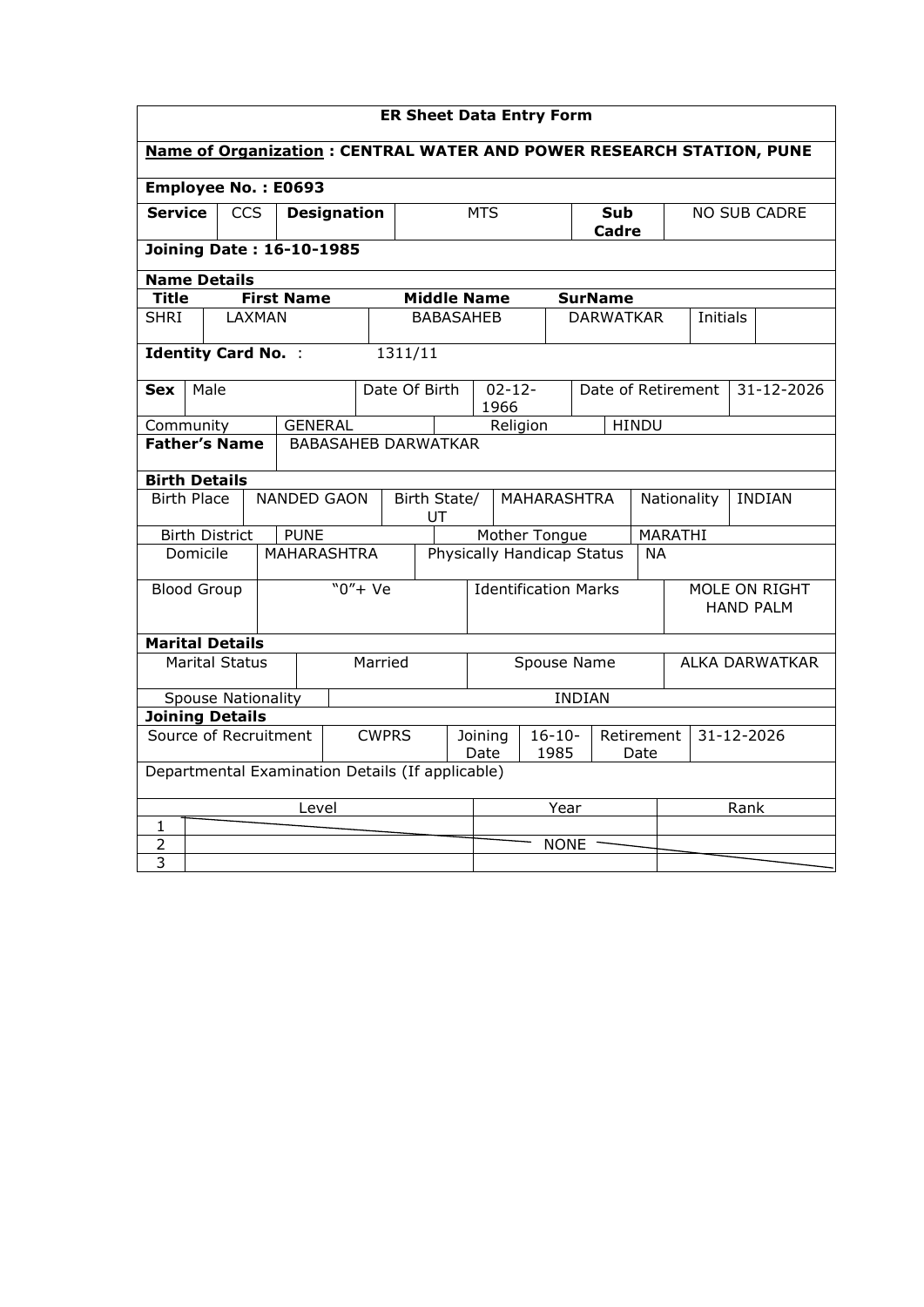**ER Sheet Data Entry Form**

**Name of Organization : CENTRAL WATER AND POWER RESEARCH STATION, PUNE**

**Employee No. : E0693**

| **Service** | CCS | **Designation** | MTS | **Sub Cadre** | NO SUB CADRE |
|---|---|---|---|---|---|

**Joining Date : 16-10-1985**

**Name Details**

| **Title** | **First Name** | **Middle Name** | **SurName** | | |
|---|---|---|---|---|---|
| SHRI | LAXMAN | BABASAHEB | DARWATKAR | Initials | |

**Identity Card No.** : 1311/11

| **Sex** | Male | Date Of Birth | 02-12-1966 | Date of Retirement | 31-12-2026 |
|---|---|---|---|---|---|
| Community | GENERAL | | Religion | HINDU | |

| **Father's Name** | BABASAHEB DARWATKAR |
|---|---|

**Birth Details**

| Birth Place | NANDED GAON | Birth State/ UT | MAHARASHTRA | Nationality | INDIAN |
|---|---|---|---|---|---|
| Birth District | PUNE | | Mother Tongue | MARATHI | |
| Domicile | MAHARASHTRA | | Physically Handicap Status | NA | |
| Blood Group | "0"+ Ve | | Identification Marks | MOLE ON RIGHT HAND PALM | |

**Marital Details**

| Marital Status | Married | Spouse Name | ALKA DARWATKAR |
|---|---|---|---|
| Spouse Nationality | INDIAN | | |

**Joining Details**

| Source of Recruitment | CWPRS | Joining Date | 16-10-1985 | Retirement Date | 31-12-2026 |
|---|---|---|---|---|---|

Departmental Examination Details (If applicable)

| | Level | Year | Rank |
|---|---|---|---|
| 1 | | | |
| 2 | | NONE | |
| 3 | | | |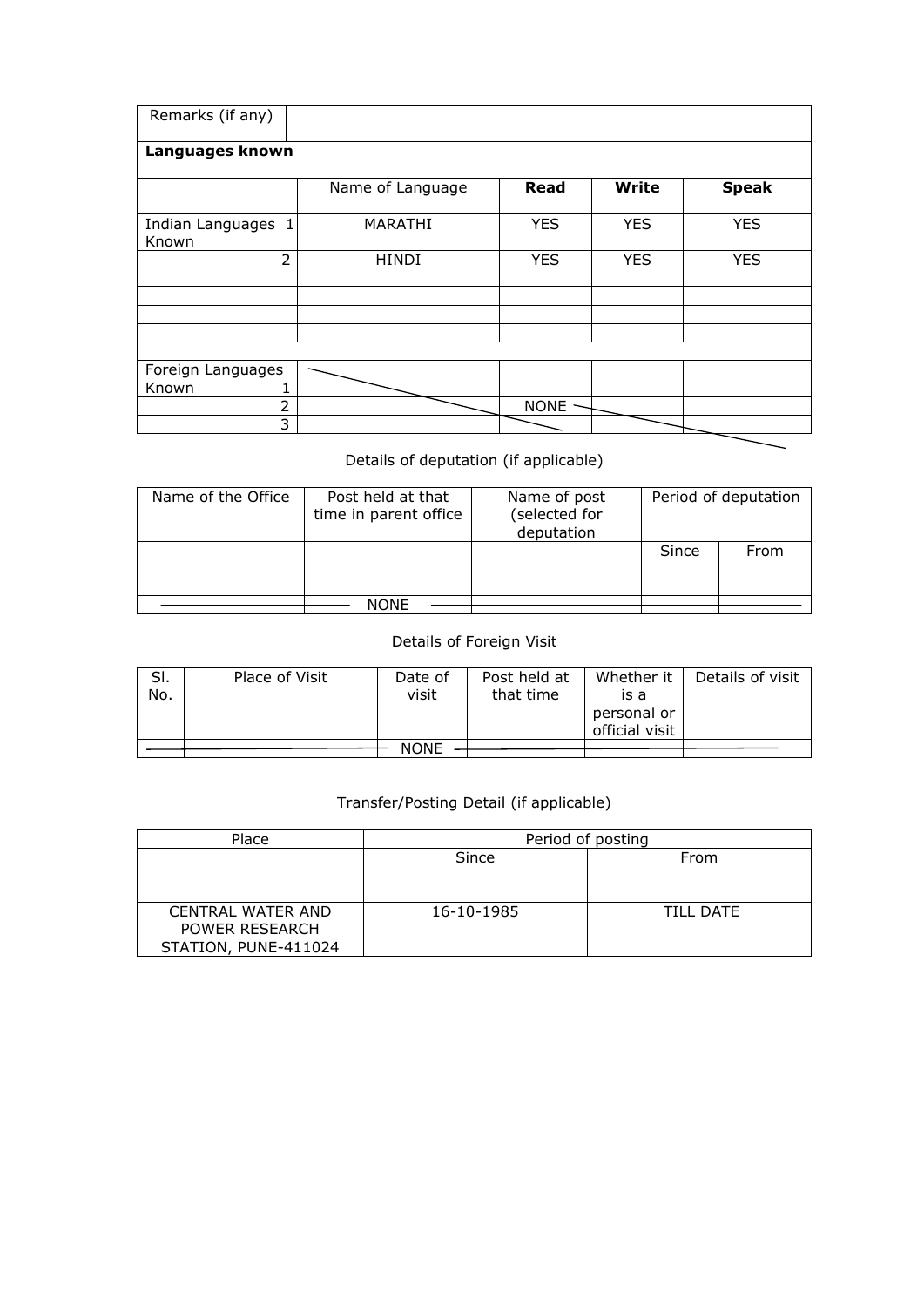| Remarks (if any) | | | | |
|---|---|---|---|---|
| **Languages known** | | | | |
| | Name of Language | **Read** | **Write** | **Speak** |
| Indian Languages Known 1 | MARATHI | YES | YES | YES |
| 2 | HINDI | YES | YES | YES |
| | | | | |
| | | | | |
| | | | | |
| | | | | |
| Foreign Languages Known 1 | | | | |
| 2 | | NONE | | |
| 3 | | | | |

Details of deputation (if applicable)

| Name of the Office | Post held at that time in parent office | Name of post (selected for deputation | Period of deputation | |
|---|---|---|---|---|
| | | | Since | From |
| | NONE | | | |

Details of Foreign Visit

| Sl. No. | Place of Visit | Date of visit | Post held at that time | Whether it is a personal or official visit | Details of visit |
|---|---|---|---|---|---|
| | | NONE | | | |

Transfer/Posting Detail (if applicable)

| Place | Period of posting | |
|---|---|---|
| | Since | From |
| CENTRAL WATER AND POWER RESEARCH STATION, PUNE-411024 | 16-10-1985 | TILL DATE |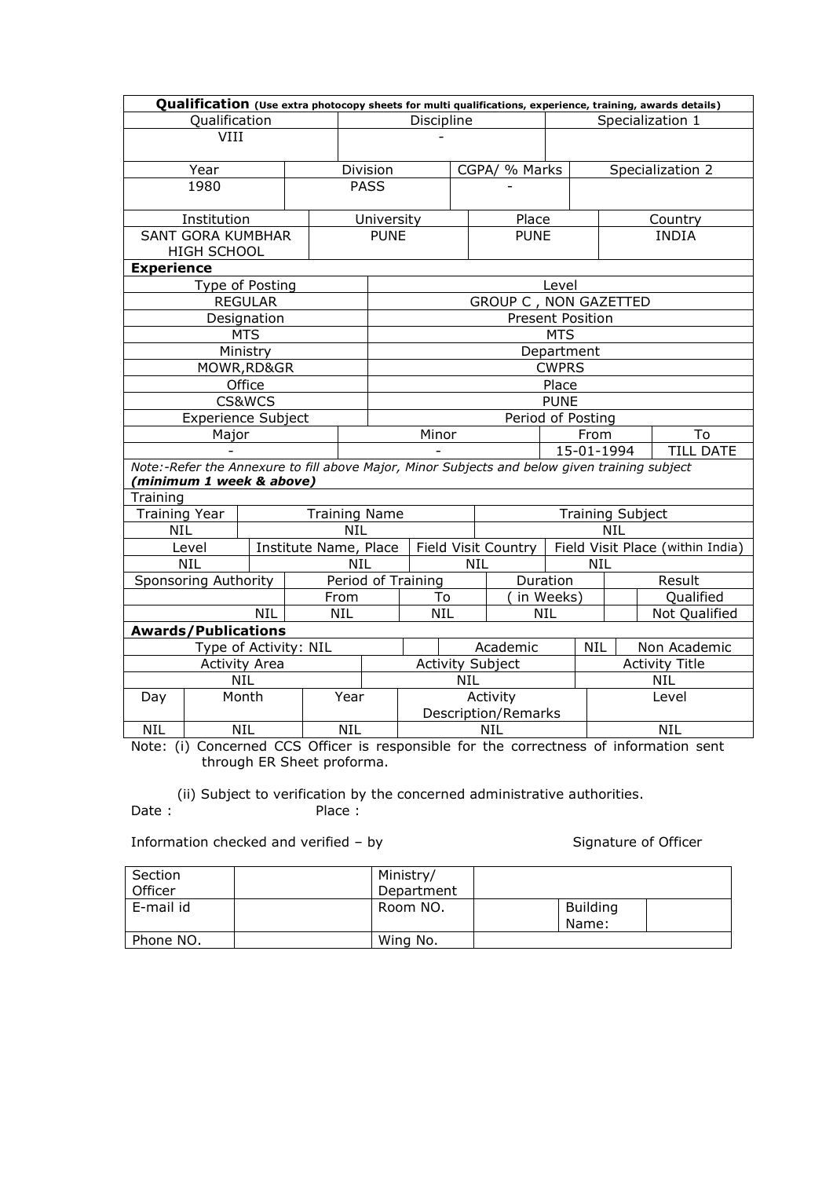| **Qualification** (Use extra photocopy sheets for multi qualifications, experience, training, awards details) | | | |
|---|---|---|---|
| Qualification | Discipline | | Specialization 1 |
| VIII | - | | |
| Year | Division | CGPA/ % Marks | Specialization 2 |
| 1980 | PASS | - | |
| Institution | University | Place | Country |
| SANT GORA KUMBHAR HIGH SCHOOL | PUNE | PUNE | INDIA |

**Experience**

| Type of Posting | Level |
|---|---|
| REGULAR | GROUP C , NON GAZETTED |
| Designation | Present Position |
| MTS | MTS |
| Ministry | Department |
| MOWR,RD&GR | CWPRS |
| Office | Place |
| CS&WCS | PUNE |
| Experience Subject | Period of Posting |

| Major | Minor | From | To |
|---|---|---|---|
| - | - | 15-01-1994 | TILL DATE |

Note:-Refer the Annexure to fill above Major, Minor Subjects and below given training subject ***(minimum 1 week & above)***

**Training**

| Training Year | Training Name | Training Subject |
|---|---|---|
| NIL | NIL | NIL |

| Level | Institute Name, Place | Field Visit Country | Field Visit Place (within India) |
|---|---|---|---|
| NIL | NIL | NIL | NIL |

| Sponsoring Authority | Period of Training | | Duration | Result |
|---|---|---|---|---|
| | From | To | ( in Weeks) | Qualified |
| NIL | NIL | NIL | NIL | Not Qualified |

**Awards/Publications**

| Type of Activity: NIL | | Academic | NIL | Non Academic |
|---|---|---|---|---|

| Activity Area | Activity Subject | Activity Title |
|---|---|---|
| NIL | NIL | NIL |

| Day | Month | Year | Activity Description/Remarks | Level |
|---|---|---|---|---|
| NIL | NIL | NIL | NIL | NIL |

Note: (i) Concerned CCS Officer is responsible for the correctness of information sent through ER Sheet proforma.

(ii) Subject to verification by the concerned administrative authorities.

Date : Place :

Information checked and verified – by Signature of Officer

| | | | | | |
|---|---|---|---|---|---|
| Section Officer | | Ministry/ Department | | | |
| E-mail id | | Room NO. | | Building Name: | |
| Phone NO. | | Wing No. | | | |